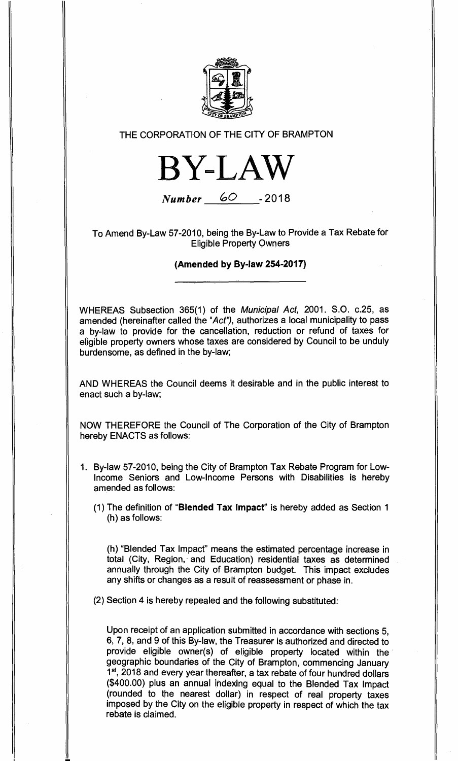THE CORPORATION OF THE CITY OF BRAMPTON

# BY-LAW

*Number* 60 - 2018

To Amend By-Law 57-2010, being the By-Law to Provide a Tax Rebate for Eligible Property Owners

**(Amended by By-law 254-2017)**

WHEREAS Subsection 365(1) of the *Municipal Act,* 2001. S.O. c.25, as amended (hereinafter called the "*Act*"), authorizes a local municipality to pass a by-law to provide for the cancellation, reduction or refund of taxes for eligible property owners whose taxes are considered by Council to be unduly burdensome, as defined in the by-law;

AND WHEREAS the Council deems it desirable and in the public interest to enact such a by-law;

NOW THEREFORE the Council of The Corporation of the City of Brampton hereby ENACTS as follows:

1. By-law 57-2010, being the City of Brampton Tax Rebate Program for Low-Income Seniors and Low-Income Persons with Disabilities is hereby amended as follows:

   (1) The definition of "**Blended Tax Impact**" is hereby added as Section 1 (h) as follows:

   (h) "Blended Tax Impact" means the estimated percentage increase in total (City, Region, and Education) residential taxes as determined annually through the City of Brampton budget. This impact excludes any shifts or changes as a result of reassessment or phase in.

   (2) Section 4 is hereby repealed and the following substituted:

   Upon receipt of an application submitted in accordance with sections 5, 6, 7, 8, and 9 of this By-law, the Treasurer is authorized and directed to provide eligible owner(s) of eligible property located within the geographic boundaries of the City of Brampton, commencing January 1st, 2018 and every year thereafter, a tax rebate of four hundred dollars ($400.00) plus an annual indexing equal to the Blended Tax Impact (rounded to the nearest dollar) in respect of real property taxes imposed by the City on the eligible property in respect of which the tax rebate is claimed.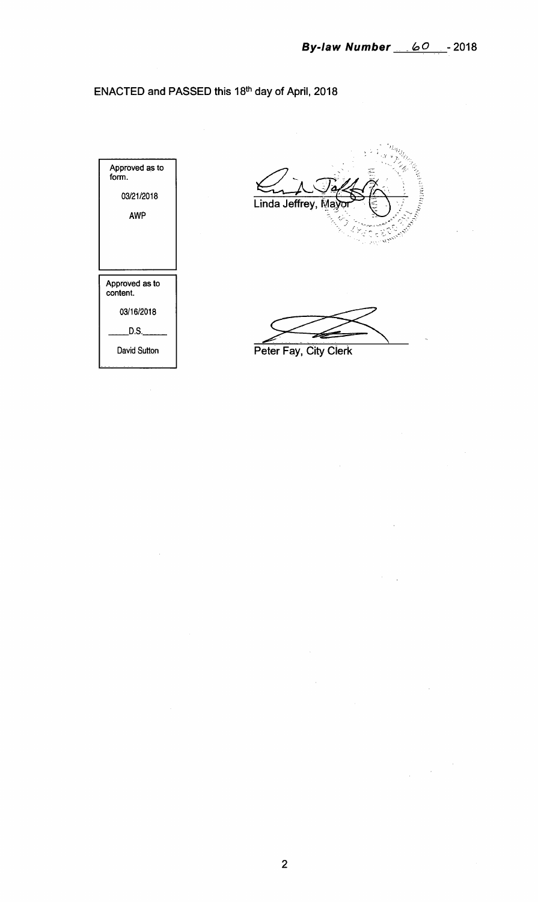**By-law Number 60 - 2018**

ENACTED and PASSED this 18th day of April, 2018

| |
|---|
| Approved as to form. |
| 03/21/2018 |
| AWP |

Linda Jeffrey, Mayor

| |
|---|
| Approved as to content. |
| 03/16/2018 |
| D.S. |
| David Sutton |

Peter Fay, City Clerk